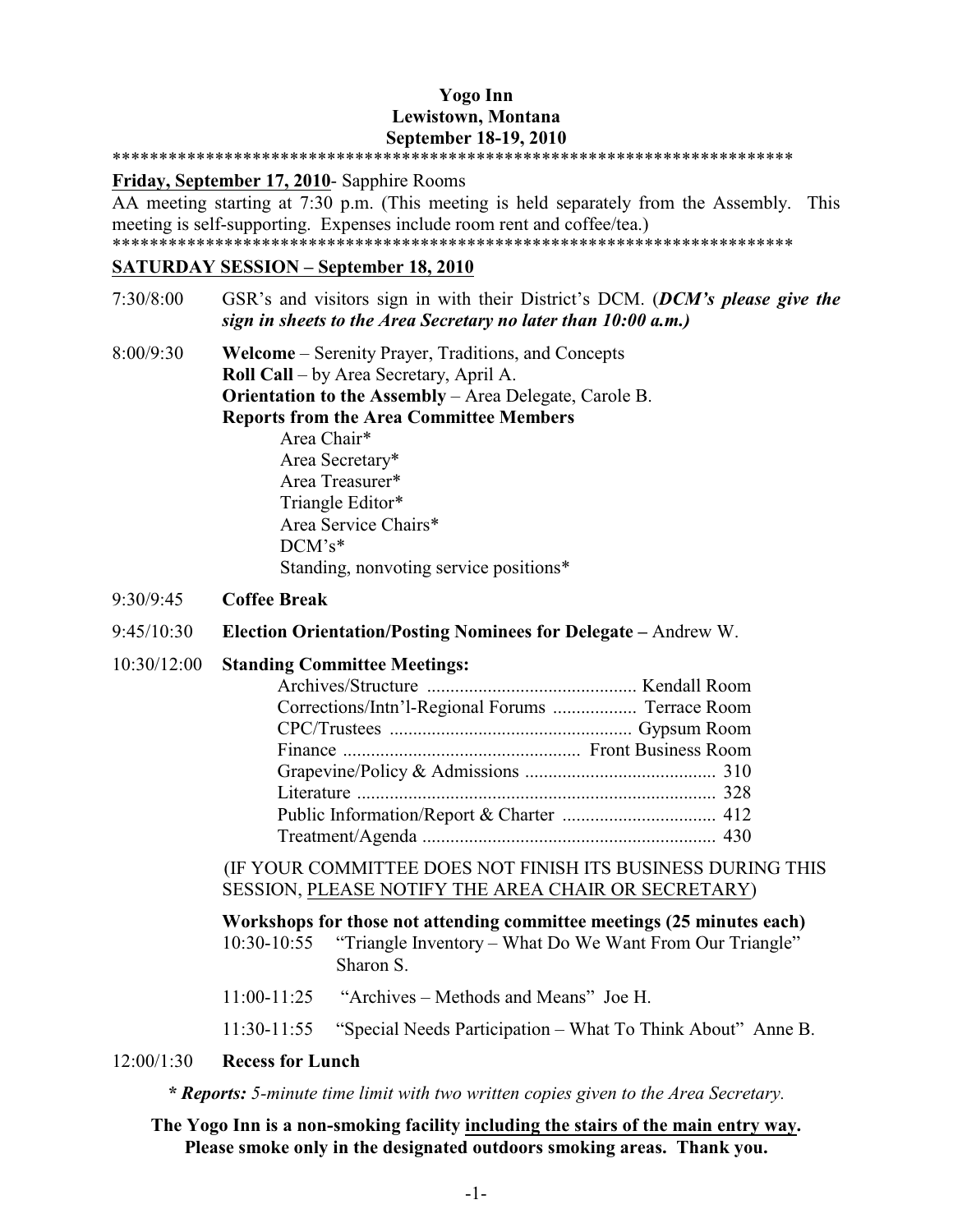**Yogo Inn**
**Lewistown, Montana**
**September 18-19, 2010**

*************************************************************************

**Friday, September 17, 2010**- Sapphire Rooms

AA meeting starting at 7:30 p.m. (This meeting is held separately from the Assembly. This meeting is self-supporting. Expenses include room rent and coffee/tea.)

*************************************************************************

**SATURDAY SESSION – September 18, 2010**

7:30/8:00 GSR's and visitors sign in with their District's DCM. (***DCM's please give the sign in sheets to the Area Secretary no later than 10:00 a.m.)***

8:00/9:30 **Welcome** – Serenity Prayer, Traditions, and Concepts
**Roll Call** – by Area Secretary, April A.
**Orientation to the Assembly** – Area Delegate, Carole B.
**Reports from the Area Committee Members**

- Area Chair*
- Area Secretary*
- Area Treasurer*
- Triangle Editor*
- Area Service Chairs*
- DCM's*
- Standing, nonvoting service positions*

9:30/9:45 **Coffee Break**

9:45/10:30 **Election Orientation/Posting Nominees for Delegate –** Andrew W.

10:30/12:00 **Standing Committee Meetings:**

- Archives/Structure ............................................ Kendall Room
- Corrections/Intn'l-Regional Forums .................. Terrace Room
- CPC/Trustees ................................................... Gypsum Room
- Finance .................................................. Front Business Room
- Grapevine/Policy & Admissions ......................................... 310
- Literature ........................................................................... 328
- Public Information/Report & Charter ................................ 412
- Treatment/Agenda .............................................................. 430

(IF YOUR COMMITTEE DOES NOT FINISH ITS BUSINESS DURING THIS SESSION, PLEASE NOTIFY THE AREA CHAIR OR SECRETARY)

**Workshops for those not attending committee meetings (25 minutes each)**

10:30-10:55 "Triangle Inventory – What Do We Want From Our Triangle" Sharon S.

11:00-11:25 "Archives – Methods and Means" Joe H.

11:30-11:55 "Special Needs Participation – What To Think About" Anne B.

12:00/1:30 **Recess for Lunch**

*** Reports:** *5-minute time limit with two written copies given to the Area Secretary.*

**The Yogo Inn is a non-smoking facility including the stairs of the main entry way. Please smoke only in the designated outdoors smoking areas. Thank you.**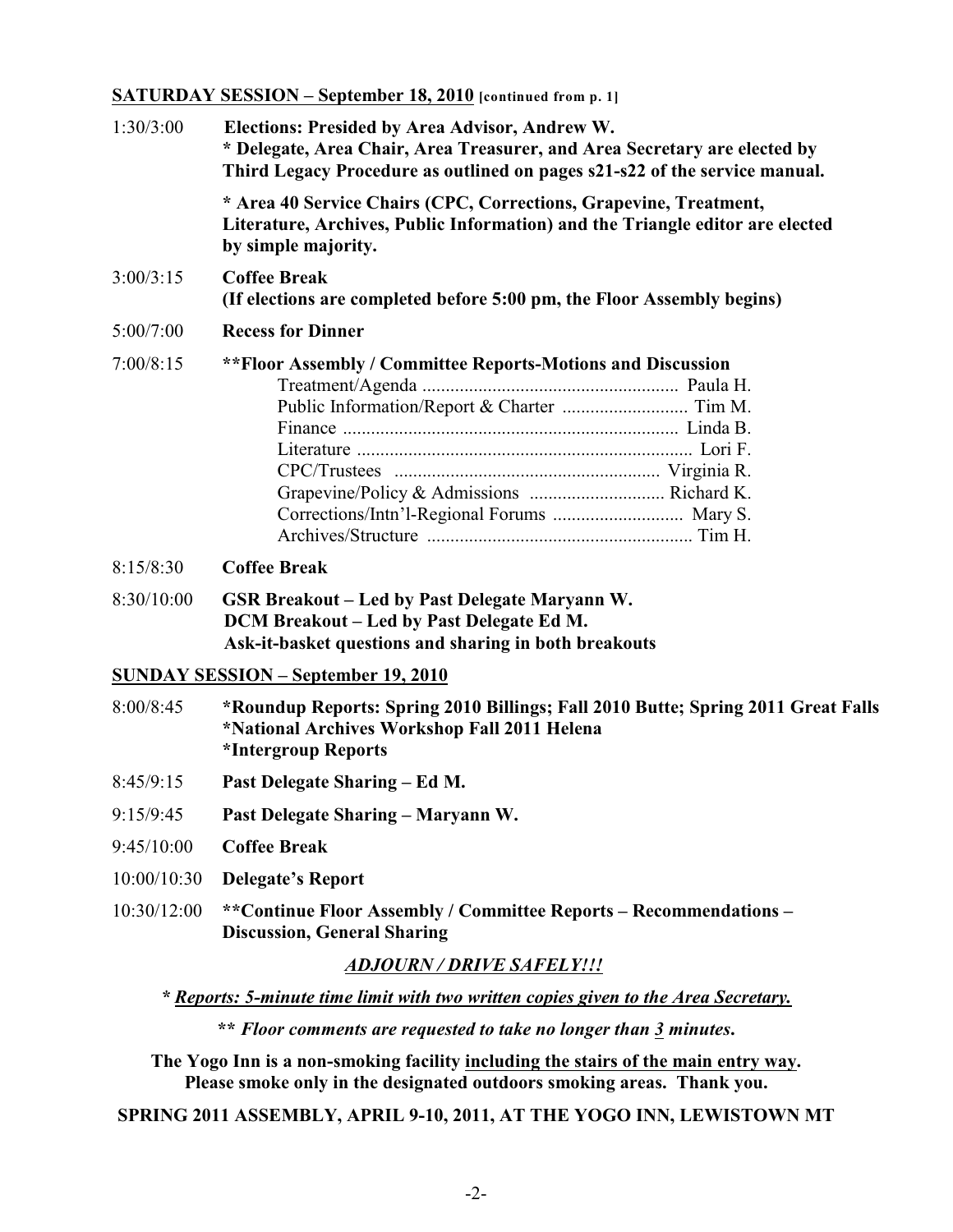**SATURDAY SESSION – September 18, 2010** **[continued from p. 1]**

1:30/3:00 **Elections: Presided by Area Advisor, Andrew W.**
**\* Delegate, Area Chair, Area Treasurer, and Area Secretary are elected by Third Legacy Procedure as outlined on pages s21-s22 of the service manual.**

**\* Area 40 Service Chairs (CPC, Corrections, Grapevine, Treatment, Literature, Archives, Public Information) and the Triangle editor are elected by simple majority.**

3:00/3:15 **Coffee Break**
**(If elections are completed before 5:00 pm, the Floor Assembly begins)**

5:00/7:00 **Recess for Dinner**

7:00/8:15 **\*\*Floor Assembly / Committee Reports-Motions and Discussion**

- Treatment/Agenda ....................................................... Paula H.
- Public Information/Report & Charter ........................... Tim M.
- Finance ........................................................................ Linda B.
- Literature ....................................................................... Lori F.
- CPC/Trustees ......................................................... Virginia R.
- Grapevine/Policy & Admissions ............................. Richard K.
- Corrections/Intn'l-Regional Forums ............................ Mary S.
- Archives/Structure ......................................................... Tim H.

8:15/8:30 **Coffee Break**

8:30/10:00 **GSR Breakout – Led by Past Delegate Maryann W.**
**DCM Breakout – Led by Past Delegate Ed M.**
**Ask-it-basket questions and sharing in both breakouts**

**SUNDAY SESSION – September 19, 2010**

8:00/8:45 **\*Roundup Reports: Spring 2010 Billings; Fall 2010 Butte; Spring 2011 Great Falls**
**\*National Archives Workshop Fall 2011 Helena**
**\*Intergroup Reports**

8:45/9:15 **Past Delegate Sharing – Ed M.**

9:15/9:45 **Past Delegate Sharing – Maryann W.**

9:45/10:00 **Coffee Break**

10:00/10:30 **Delegate's Report**

10:30/12:00 **\*\*Continue Floor Assembly / Committee Reports – Recommendations – Discussion, General Sharing**

***ADJOURN / DRIVE SAFELY!!!***

***\* Reports: 5-minute time limit with two written copies given to the Area Secretary.***

***\*\* Floor comments are requested to take no longer than 3 minutes.***

**The Yogo Inn is a non-smoking facility including the stairs of the main entry way. Please smoke only in the designated outdoors smoking areas. Thank you.**

**SPRING 2011 ASSEMBLY, APRIL 9-10, 2011, AT THE YOGO INN, LEWISTOWN MT**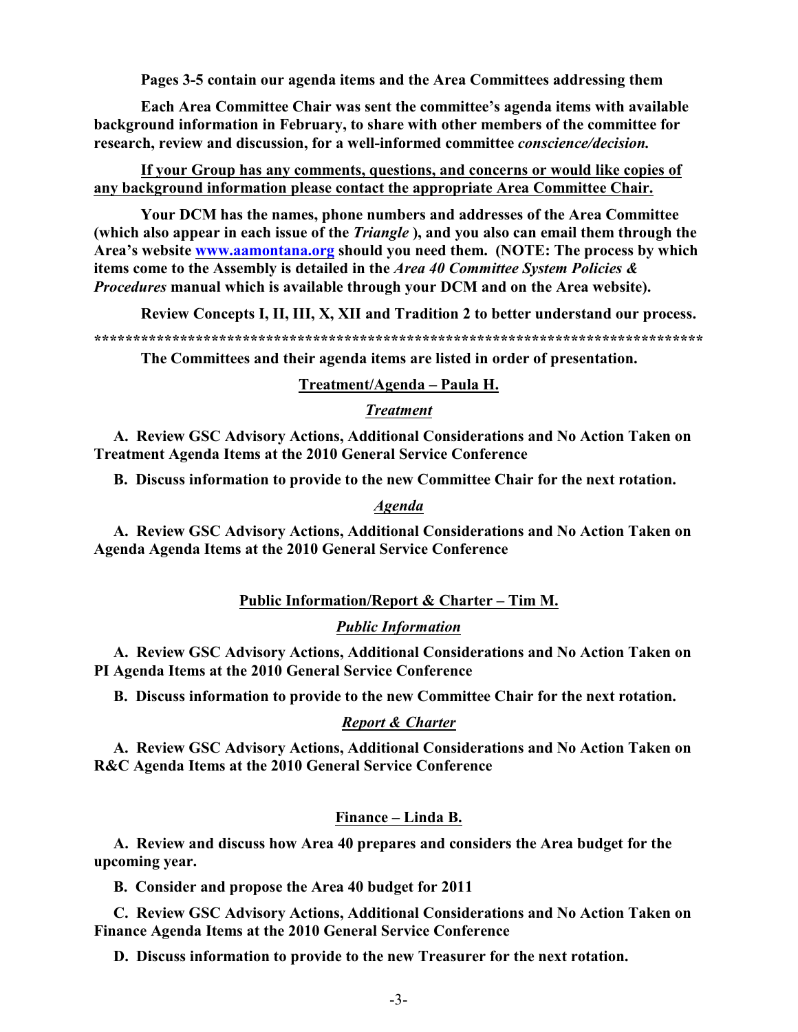**Pages 3-5 contain our agenda items and the Area Committees addressing them**

**Each Area Committee Chair was sent the committee's agenda items with available background information in February, to share with other members of the committee for research, review and discussion, for a well-informed committee *conscience/decision.***

**<u>If your Group has any comments, questions, and concerns or would like copies of any background information please contact the appropriate Area Committee Chair.</u>**

**Your DCM has the names, phone numbers and addresses of the Area Committee (which also appear in each issue of the *Triangle* ), and you also can email them through the Area's website [www.aamontana.org](http://www.aamontana.org) should you need them. (NOTE: The process by which items come to the Assembly is detailed in the *Area 40 Committee System Policies & Procedures* manual which is available through your DCM and on the Area website).**

**Review Concepts I, II, III, X, XII and Tradition 2 to better understand our process.**

**********************************************************************************

**The Committees and their agenda items are listed in order of presentation.**

## <u>Treatment/Agenda – Paula H.</u>

### ***<u>Treatment</u>***

**A. Review GSC Advisory Actions, Additional Considerations and No Action Taken on Treatment Agenda Items at the 2010 General Service Conference**

**B. Discuss information to provide to the new Committee Chair for the next rotation.**

### ***<u>Agenda</u>***

**A. Review GSC Advisory Actions, Additional Considerations and No Action Taken on Agenda Agenda Items at the 2010 General Service Conference**

## <u>Public Information/Report & Charter – Tim M.</u>

### ***<u>Public Information</u>***

**A. Review GSC Advisory Actions, Additional Considerations and No Action Taken on PI Agenda Items at the 2010 General Service Conference**

**B. Discuss information to provide to the new Committee Chair for the next rotation.**

### ***<u>Report & Charter</u>***

**A. Review GSC Advisory Actions, Additional Considerations and No Action Taken on R&C Agenda Items at the 2010 General Service Conference**

## <u>Finance – Linda B.</u>

**A. Review and discuss how Area 40 prepares and considers the Area budget for the upcoming year.**

**B. Consider and propose the Area 40 budget for 2011**

**C. Review GSC Advisory Actions, Additional Considerations and No Action Taken on Finance Agenda Items at the 2010 General Service Conference**

**D. Discuss information to provide to the new Treasurer for the next rotation.**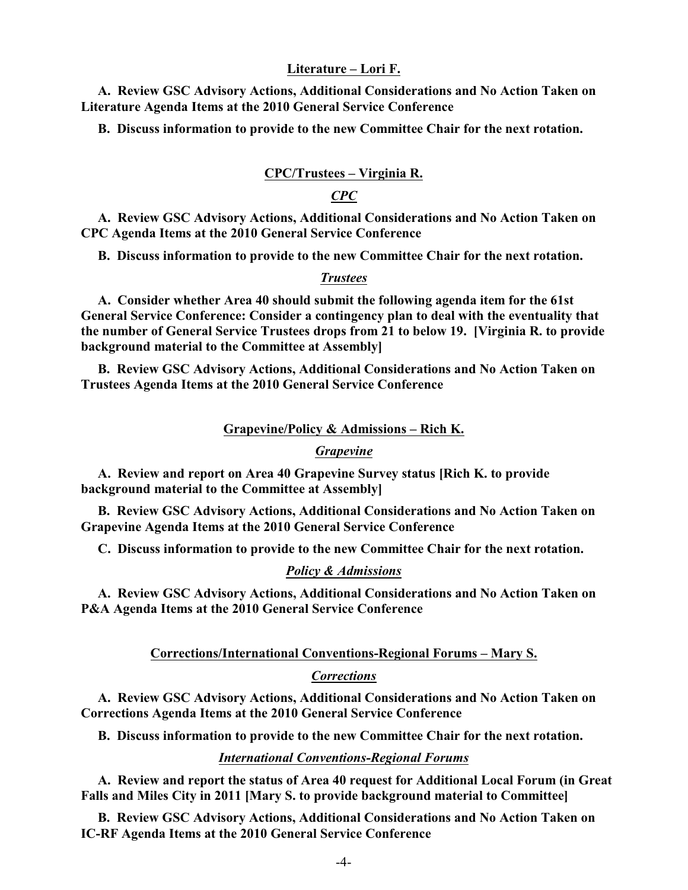## Literature – Lori F.

**A. Review GSC Advisory Actions, Additional Considerations and No Action Taken on Literature Agenda Items at the 2010 General Service Conference**

**B. Discuss information to provide to the new Committee Chair for the next rotation.**

## CPC/Trustees – Virginia R.

### *CPC*

**A. Review GSC Advisory Actions, Additional Considerations and No Action Taken on CPC Agenda Items at the 2010 General Service Conference**

**B. Discuss information to provide to the new Committee Chair for the next rotation.**

### *Trustees*

**A. Consider whether Area 40 should submit the following agenda item for the 61st General Service Conference: Consider a contingency plan to deal with the eventuality that the number of General Service Trustees drops from 21 to below 19. [Virginia R. to provide background material to the Committee at Assembly]**

**B. Review GSC Advisory Actions, Additional Considerations and No Action Taken on Trustees Agenda Items at the 2010 General Service Conference**

## Grapevine/Policy & Admissions – Rich K.

### *Grapevine*

**A. Review and report on Area 40 Grapevine Survey status [Rich K. to provide background material to the Committee at Assembly]**

**B. Review GSC Advisory Actions, Additional Considerations and No Action Taken on Grapevine Agenda Items at the 2010 General Service Conference**

**C. Discuss information to provide to the new Committee Chair for the next rotation.**

### *Policy & Admissions*

**A. Review GSC Advisory Actions, Additional Considerations and No Action Taken on P&A Agenda Items at the 2010 General Service Conference**

## Corrections/International Conventions-Regional Forums – Mary S.

### *Corrections*

**A. Review GSC Advisory Actions, Additional Considerations and No Action Taken on Corrections Agenda Items at the 2010 General Service Conference**

**B. Discuss information to provide to the new Committee Chair for the next rotation.**

### *International Conventions-Regional Forums*

**A. Review and report the status of Area 40 request for Additional Local Forum (in Great Falls and Miles City in 2011 [Mary S. to provide background material to Committee]**

**B. Review GSC Advisory Actions, Additional Considerations and No Action Taken on IC-RF Agenda Items at the 2010 General Service Conference**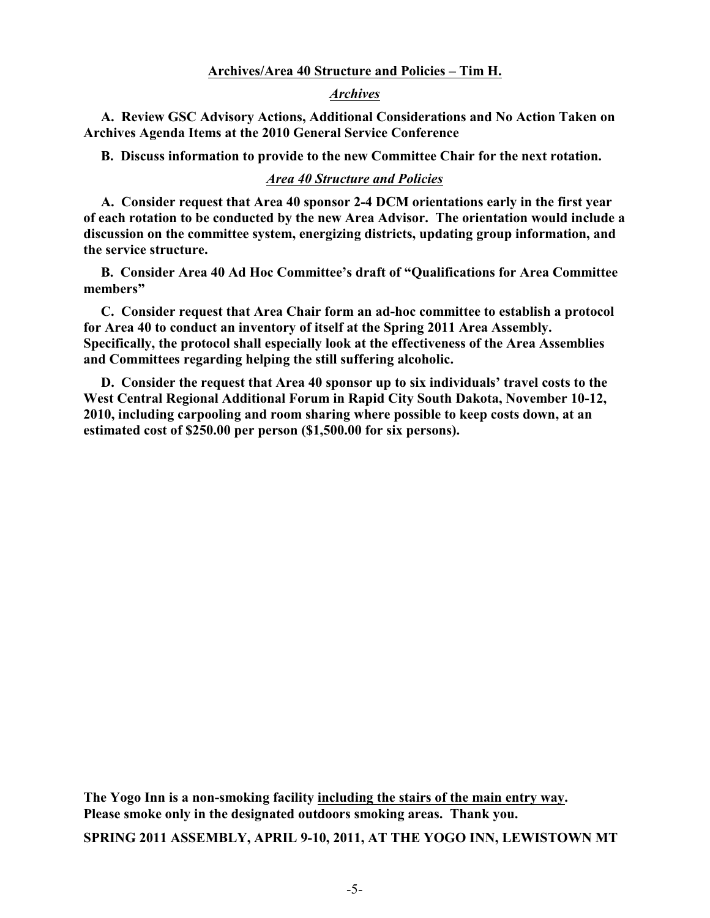## Archives/Area 40 Structure and Policies – Tim H.

### *Archives*

**A. Review GSC Advisory Actions, Additional Considerations and No Action Taken on Archives Agenda Items at the 2010 General Service Conference**

**B. Discuss information to provide to the new Committee Chair for the next rotation.**

### *Area 40 Structure and Policies*

**A. Consider request that Area 40 sponsor 2-4 DCM orientations early in the first year of each rotation to be conducted by the new Area Advisor. The orientation would include a discussion on the committee system, energizing districts, updating group information, and the service structure.**

**B. Consider Area 40 Ad Hoc Committee's draft of "Qualifications for Area Committee members"**

**C. Consider request that Area Chair form an ad-hoc committee to establish a protocol for Area 40 to conduct an inventory of itself at the Spring 2011 Area Assembly. Specifically, the protocol shall especially look at the effectiveness of the Area Assemblies and Committees regarding helping the still suffering alcoholic.**

**D. Consider the request that Area 40 sponsor up to six individuals' travel costs to the West Central Regional Additional Forum in Rapid City South Dakota, November 10-12, 2010, including carpooling and room sharing where possible to keep costs down, at an estimated cost of $250.00 per person ($1,500.00 for six persons).**

**The Yogo Inn is a non-smoking facility <u>including the stairs of the main entry way</u>. Please smoke only in the designated outdoors smoking areas. Thank you.**

**SPRING 2011 ASSEMBLY, APRIL 9-10, 2011, AT THE YOGO INN, LEWISTOWN MT**